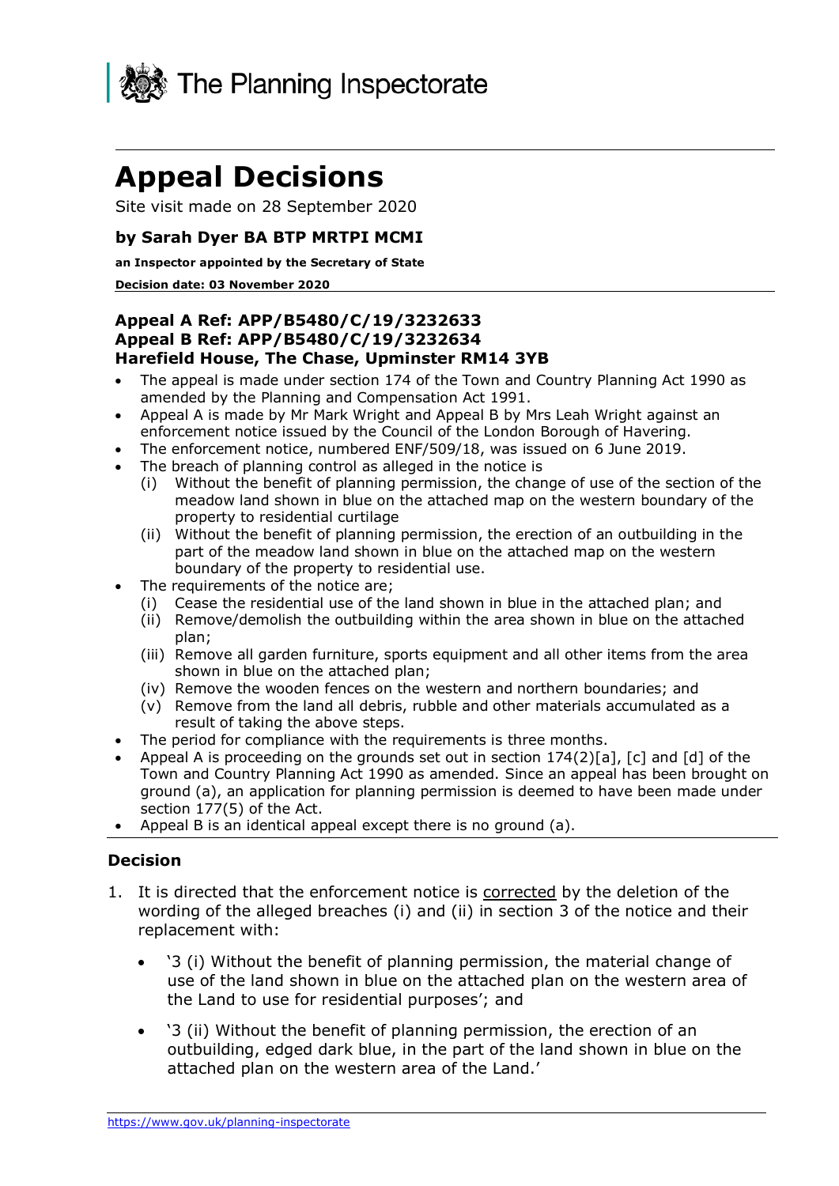The Planning Inspectorate

# Appeal Decisions

Site visit made on 28 September 2020

### by Sarah Dyer BA BTP MRTPI MCMI

**an Inspector appointed by the Secretary of State**

**Decision date: 03 November 2020**

### Appeal A Ref: APP/B5480/C/19/3232633
### Appeal B Ref: APP/B5480/C/19/3232634
### Harefield House, The Chase, Upminster RM14 3YB

- The appeal is made under section 174 of the Town and Country Planning Act 1990 as amended by the Planning and Compensation Act 1991.
- Appeal A is made by Mr Mark Wright and Appeal B by Mrs Leah Wright against an enforcement notice issued by the Council of the London Borough of Havering.
- The enforcement notice, numbered ENF/509/18, was issued on 6 June 2019.
- The breach of planning control as alleged in the notice is
  - (i) Without the benefit of planning permission, the change of use of the section of the meadow land shown in blue on the attached map on the western boundary of the property to residential curtilage
  - (ii) Without the benefit of planning permission, the erection of an outbuilding in the part of the meadow land shown in blue on the attached map on the western boundary of the property to residential use.
- The requirements of the notice are;
  - (i) Cease the residential use of the land shown in blue in the attached plan; and
  - (ii) Remove/demolish the outbuilding within the area shown in blue on the attached plan;
  - (iii) Remove all garden furniture, sports equipment and all other items from the area shown in blue on the attached plan;
  - (iv) Remove the wooden fences on the western and northern boundaries; and
  - (v) Remove from the land all debris, rubble and other materials accumulated as a result of taking the above steps.
- The period for compliance with the requirements is three months.
- Appeal A is proceeding on the grounds set out in section 174(2)[a], [c] and [d] of the Town and Country Planning Act 1990 as amended. Since an appeal has been brought on ground (a), an application for planning permission is deemed to have been made under section 177(5) of the Act.
- Appeal B is an identical appeal except there is no ground (a).

### Decision

1. It is directed that the enforcement notice is corrected by the deletion of the wording of the alleged breaches (i) and (ii) in section 3 of the notice and their replacement with:

   - '3 (i) Without the benefit of planning permission, the material change of use of the land shown in blue on the attached plan on the western area of the Land to use for residential purposes'; and

   - '3 (ii) Without the benefit of planning permission, the erection of an outbuilding, edged dark blue, in the part of the land shown in blue on the attached plan on the western area of the Land.'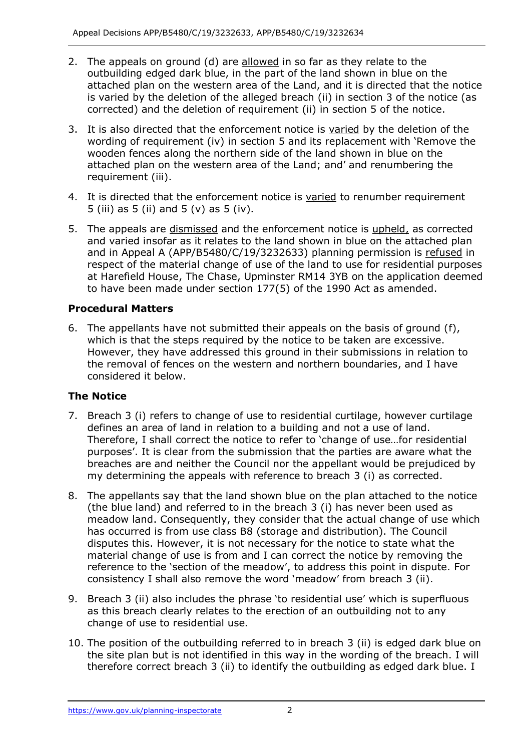2. The appeals on ground (d) are allowed in so far as they relate to the outbuilding edged dark blue, in the part of the land shown in blue on the attached plan on the western area of the Land, and it is directed that the notice is varied by the deletion of the alleged breach (ii) in section 3 of the notice (as corrected) and the deletion of requirement (ii) in section 5 of the notice.

3. It is also directed that the enforcement notice is varied by the deletion of the wording of requirement (iv) in section 5 and its replacement with 'Remove the wooden fences along the northern side of the land shown in blue on the attached plan on the western area of the Land; and' and renumbering the requirement (iii).

4. It is directed that the enforcement notice is varied to renumber requirement 5 (iii) as 5 (ii) and 5 (v) as 5 (iv).

5. The appeals are dismissed and the enforcement notice is upheld, as corrected and varied insofar as it relates to the land shown in blue on the attached plan and in Appeal A (APP/B5480/C/19/3232633) planning permission is refused in respect of the material change of use of the land to use for residential purposes at Harefield House, The Chase, Upminster RM14 3YB on the application deemed to have been made under section 177(5) of the 1990 Act as amended.

## Procedural Matters

6. The appellants have not submitted their appeals on the basis of ground (f), which is that the steps required by the notice to be taken are excessive. However, they have addressed this ground in their submissions in relation to the removal of fences on the western and northern boundaries, and I have considered it below.

## The Notice

7. Breach 3 (i) refers to change of use to residential curtilage, however curtilage defines an area of land in relation to a building and not a use of land. Therefore, I shall correct the notice to refer to 'change of use…for residential purposes'. It is clear from the submission that the parties are aware what the breaches are and neither the Council nor the appellant would be prejudiced by my determining the appeals with reference to breach 3 (i) as corrected.

8. The appellants say that the land shown blue on the plan attached to the notice (the blue land) and referred to in the breach 3 (i) has never been used as meadow land. Consequently, they consider that the actual change of use which has occurred is from use class B8 (storage and distribution). The Council disputes this. However, it is not necessary for the notice to state what the material change of use is from and I can correct the notice by removing the reference to the 'section of the meadow', to address this point in dispute. For consistency I shall also remove the word 'meadow' from breach 3 (ii).

9. Breach 3 (ii) also includes the phrase 'to residential use' which is superfluous as this breach clearly relates to the erection of an outbuilding not to any change of use to residential use.

10. The position of the outbuilding referred to in breach 3 (ii) is edged dark blue on the site plan but is not identified in this way in the wording of the breach. I will therefore correct breach 3 (ii) to identify the outbuilding as edged dark blue. I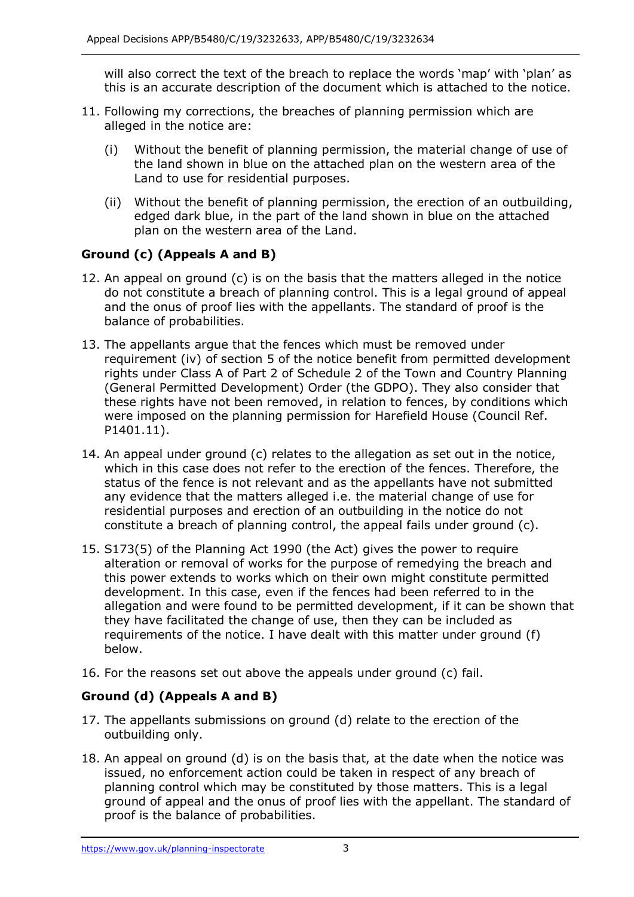will also correct the text of the breach to replace the words 'map' with 'plan' as this is an accurate description of the document which is attached to the notice.

11. Following my corrections, the breaches of planning permission which are alleged in the notice are:

    (i) Without the benefit of planning permission, the material change of use of the land shown in blue on the attached plan on the western area of the Land to use for residential purposes.

    (ii) Without the benefit of planning permission, the erection of an outbuilding, edged dark blue, in the part of the land shown in blue on the attached plan on the western area of the Land.

## Ground (c) (Appeals A and B)

12. An appeal on ground (c) is on the basis that the matters alleged in the notice do not constitute a breach of planning control. This is a legal ground of appeal and the onus of proof lies with the appellants. The standard of proof is the balance of probabilities.

13. The appellants argue that the fences which must be removed under requirement (iv) of section 5 of the notice benefit from permitted development rights under Class A of Part 2 of Schedule 2 of the Town and Country Planning (General Permitted Development) Order (the GDPO). They also consider that these rights have not been removed, in relation to fences, by conditions which were imposed on the planning permission for Harefield House (Council Ref. P1401.11).

14. An appeal under ground (c) relates to the allegation as set out in the notice, which in this case does not refer to the erection of the fences. Therefore, the status of the fence is not relevant and as the appellants have not submitted any evidence that the matters alleged i.e. the material change of use for residential purposes and erection of an outbuilding in the notice do not constitute a breach of planning control, the appeal fails under ground (c).

15. S173(5) of the Planning Act 1990 (the Act) gives the power to require alteration or removal of works for the purpose of remedying the breach and this power extends to works which on their own might constitute permitted development. In this case, even if the fences had been referred to in the allegation and were found to be permitted development, if it can be shown that they have facilitated the change of use, then they can be included as requirements of the notice. I have dealt with this matter under ground (f) below.

16. For the reasons set out above the appeals under ground (c) fail.

## Ground (d) (Appeals A and B)

17. The appellants submissions on ground (d) relate to the erection of the outbuilding only.

18. An appeal on ground (d) is on the basis that, at the date when the notice was issued, no enforcement action could be taken in respect of any breach of planning control which may be constituted by those matters. This is a legal ground of appeal and the onus of proof lies with the appellant. The standard of proof is the balance of probabilities.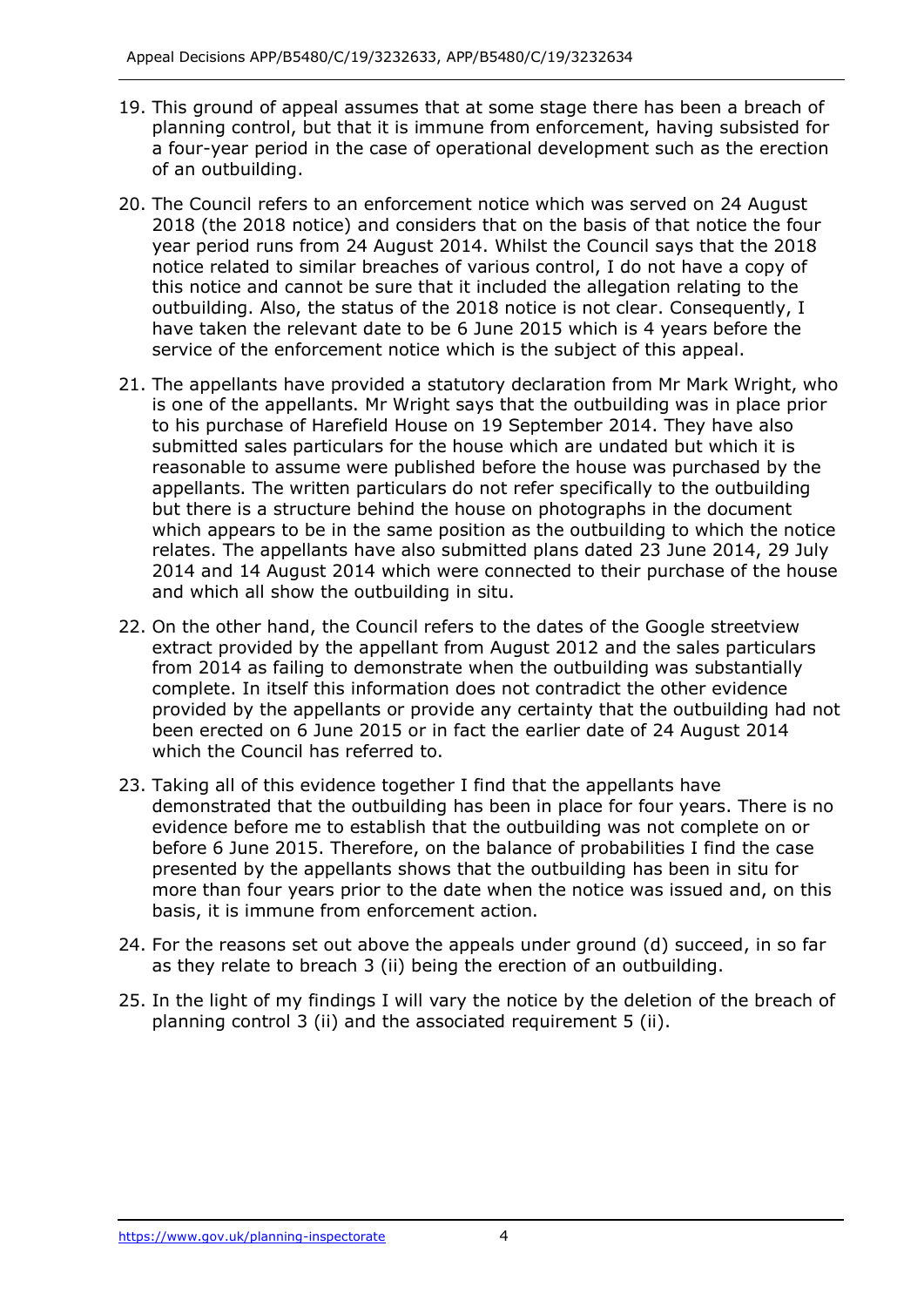19. This ground of appeal assumes that at some stage there has been a breach of planning control, but that it is immune from enforcement, having subsisted for a four-year period in the case of operational development such as the erection of an outbuilding.

20. The Council refers to an enforcement notice which was served on 24 August 2018 (the 2018 notice) and considers that on the basis of that notice the four year period runs from 24 August 2014. Whilst the Council says that the 2018 notice related to similar breaches of various control, I do not have a copy of this notice and cannot be sure that it included the allegation relating to the outbuilding. Also, the status of the 2018 notice is not clear. Consequently, I have taken the relevant date to be 6 June 2015 which is 4 years before the service of the enforcement notice which is the subject of this appeal.

21. The appellants have provided a statutory declaration from Mr Mark Wright, who is one of the appellants. Mr Wright says that the outbuilding was in place prior to his purchase of Harefield House on 19 September 2014. They have also submitted sales particulars for the house which are undated but which it is reasonable to assume were published before the house was purchased by the appellants. The written particulars do not refer specifically to the outbuilding but there is a structure behind the house on photographs in the document which appears to be in the same position as the outbuilding to which the notice relates. The appellants have also submitted plans dated 23 June 2014, 29 July 2014 and 14 August 2014 which were connected to their purchase of the house and which all show the outbuilding in situ.

22. On the other hand, the Council refers to the dates of the Google streetview extract provided by the appellant from August 2012 and the sales particulars from 2014 as failing to demonstrate when the outbuilding was substantially complete. In itself this information does not contradict the other evidence provided by the appellants or provide any certainty that the outbuilding had not been erected on 6 June 2015 or in fact the earlier date of 24 August 2014 which the Council has referred to.

23. Taking all of this evidence together I find that the appellants have demonstrated that the outbuilding has been in place for four years. There is no evidence before me to establish that the outbuilding was not complete on or before 6 June 2015. Therefore, on the balance of probabilities I find the case presented by the appellants shows that the outbuilding has been in situ for more than four years prior to the date when the notice was issued and, on this basis, it is immune from enforcement action.

24. For the reasons set out above the appeals under ground (d) succeed, in so far as they relate to breach 3 (ii) being the erection of an outbuilding.

25. In the light of my findings I will vary the notice by the deletion of the breach of planning control 3 (ii) and the associated requirement 5 (ii).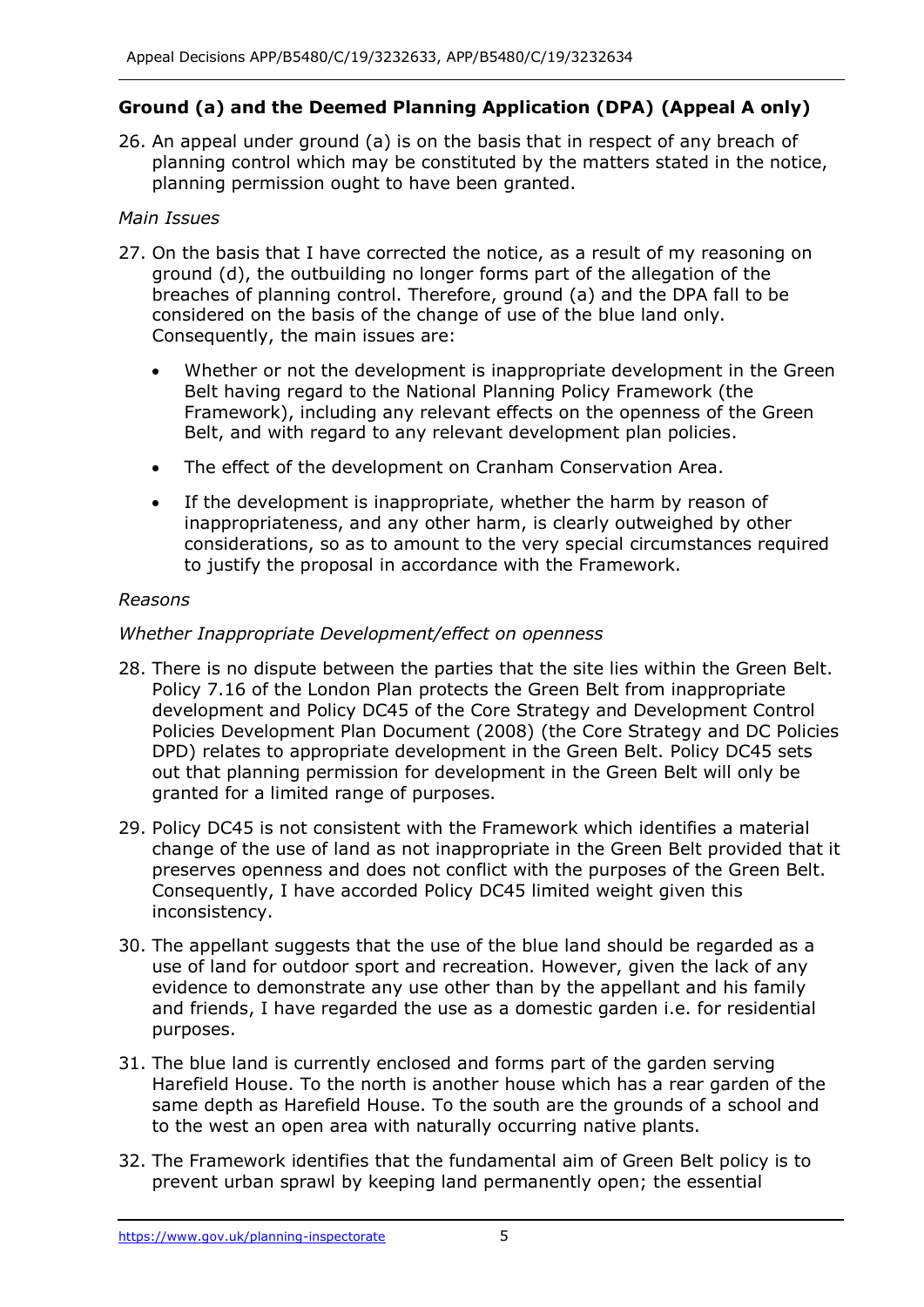### Ground (a) and the Deemed Planning Application (DPA) (Appeal A only)

26. An appeal under ground (a) is on the basis that in respect of any breach of planning control which may be constituted by the matters stated in the notice, planning permission ought to have been granted.

*Main Issues*

27. On the basis that I have corrected the notice, as a result of my reasoning on ground (d), the outbuilding no longer forms part of the allegation of the breaches of planning control. Therefore, ground (a) and the DPA fall to be considered on the basis of the change of use of the blue land only. Consequently, the main issues are:

    - Whether or not the development is inappropriate development in the Green Belt having regard to the National Planning Policy Framework (the Framework), including any relevant effects on the openness of the Green Belt, and with regard to any relevant development plan policies.
    - The effect of the development on Cranham Conservation Area.
    - If the development is inappropriate, whether the harm by reason of inappropriateness, and any other harm, is clearly outweighed by other considerations, so as to amount to the very special circumstances required to justify the proposal in accordance with the Framework.

*Reasons*

*Whether Inappropriate Development/effect on openness*

28. There is no dispute between the parties that the site lies within the Green Belt. Policy 7.16 of the London Plan protects the Green Belt from inappropriate development and Policy DC45 of the Core Strategy and Development Control Policies Development Plan Document (2008) (the Core Strategy and DC Policies DPD) relates to appropriate development in the Green Belt. Policy DC45 sets out that planning permission for development in the Green Belt will only be granted for a limited range of purposes.

29. Policy DC45 is not consistent with the Framework which identifies a material change of the use of land as not inappropriate in the Green Belt provided that it preserves openness and does not conflict with the purposes of the Green Belt. Consequently, I have accorded Policy DC45 limited weight given this inconsistency.

30. The appellant suggests that the use of the blue land should be regarded as a use of land for outdoor sport and recreation. However, given the lack of any evidence to demonstrate any use other than by the appellant and his family and friends, I have regarded the use as a domestic garden i.e. for residential purposes.

31. The blue land is currently enclosed and forms part of the garden serving Harefield House. To the north is another house which has a rear garden of the same depth as Harefield House. To the south are the grounds of a school and to the west an open area with naturally occurring native plants.

32. The Framework identifies that the fundamental aim of Green Belt policy is to prevent urban sprawl by keeping land permanently open; the essential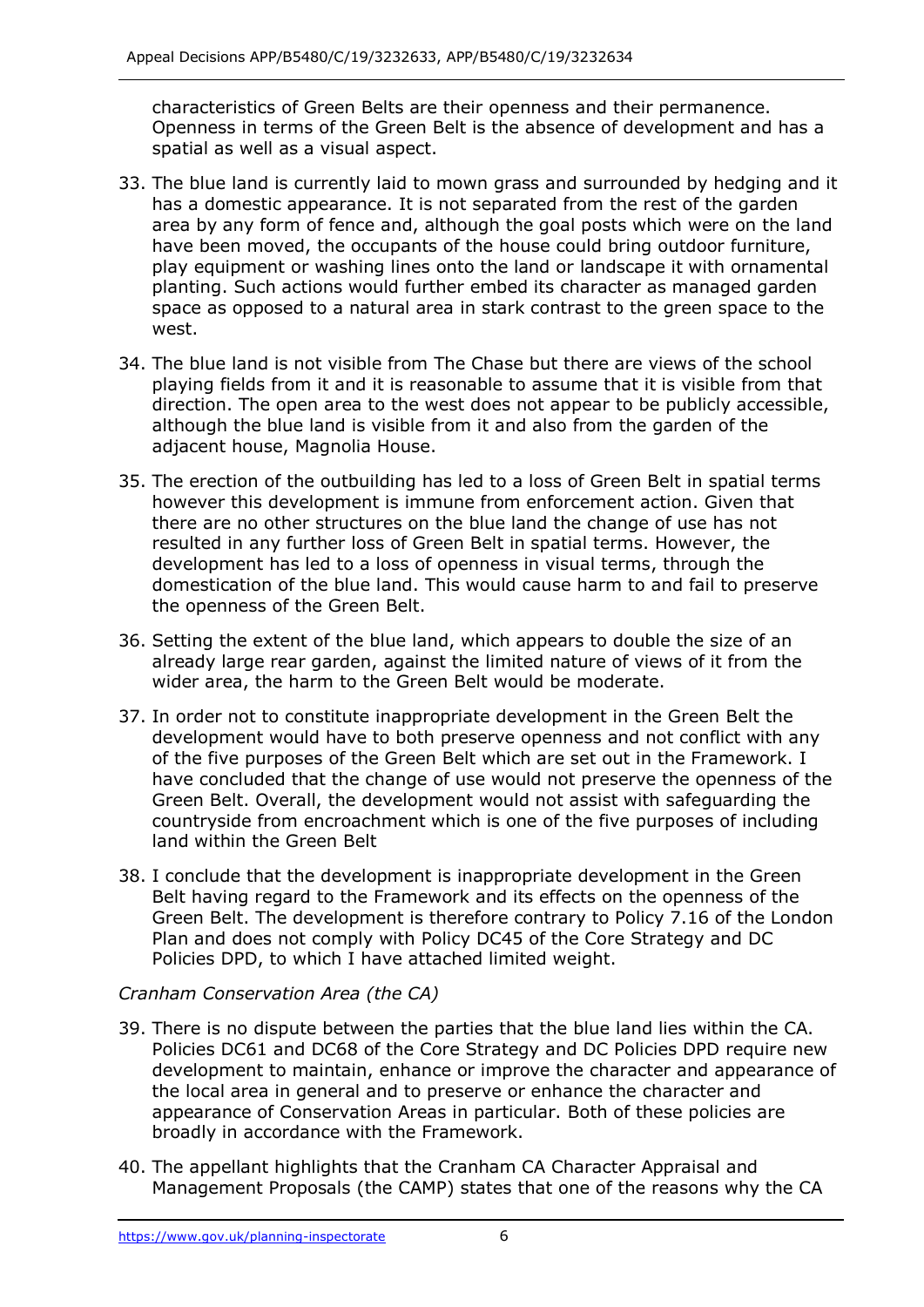characteristics of Green Belts are their openness and their permanence. Openness in terms of the Green Belt is the absence of development and has a spatial as well as a visual aspect.

33. The blue land is currently laid to mown grass and surrounded by hedging and it has a domestic appearance. It is not separated from the rest of the garden area by any form of fence and, although the goal posts which were on the land have been moved, the occupants of the house could bring outdoor furniture, play equipment or washing lines onto the land or landscape it with ornamental planting. Such actions would further embed its character as managed garden space as opposed to a natural area in stark contrast to the green space to the west.

34. The blue land is not visible from The Chase but there are views of the school playing fields from it and it is reasonable to assume that it is visible from that direction. The open area to the west does not appear to be publicly accessible, although the blue land is visible from it and also from the garden of the adjacent house, Magnolia House.

35. The erection of the outbuilding has led to a loss of Green Belt in spatial terms however this development is immune from enforcement action. Given that there are no other structures on the blue land the change of use has not resulted in any further loss of Green Belt in spatial terms. However, the development has led to a loss of openness in visual terms, through the domestication of the blue land. This would cause harm to and fail to preserve the openness of the Green Belt.

36. Setting the extent of the blue land, which appears to double the size of an already large rear garden, against the limited nature of views of it from the wider area, the harm to the Green Belt would be moderate.

37. In order not to constitute inappropriate development in the Green Belt the development would have to both preserve openness and not conflict with any of the five purposes of the Green Belt which are set out in the Framework. I have concluded that the change of use would not preserve the openness of the Green Belt. Overall, the development would not assist with safeguarding the countryside from encroachment which is one of the five purposes of including land within the Green Belt

38. I conclude that the development is inappropriate development in the Green Belt having regard to the Framework and its effects on the openness of the Green Belt. The development is therefore contrary to Policy 7.16 of the London Plan and does not comply with Policy DC45 of the Core Strategy and DC Policies DPD, to which I have attached limited weight.

*Cranham Conservation Area (the CA)*

39. There is no dispute between the parties that the blue land lies within the CA. Policies DC61 and DC68 of the Core Strategy and DC Policies DPD require new development to maintain, enhance or improve the character and appearance of the local area in general and to preserve or enhance the character and appearance of Conservation Areas in particular. Both of these policies are broadly in accordance with the Framework.

40. The appellant highlights that the Cranham CA Character Appraisal and Management Proposals (the CAMP) states that one of the reasons why the CA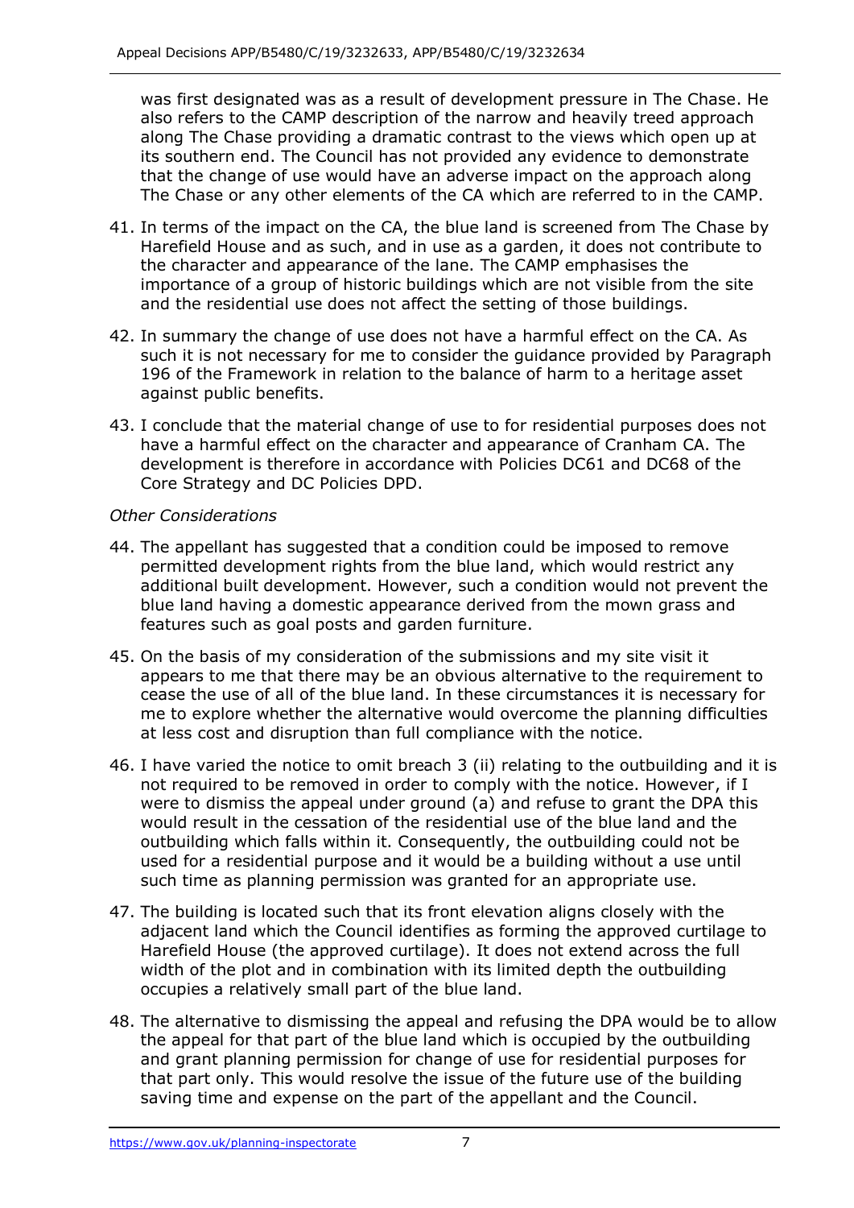was first designated was as a result of development pressure in The Chase. He also refers to the CAMP description of the narrow and heavily treed approach along The Chase providing a dramatic contrast to the views which open up at its southern end. The Council has not provided any evidence to demonstrate that the change of use would have an adverse impact on the approach along The Chase or any other elements of the CA which are referred to in the CAMP.

41. In terms of the impact on the CA, the blue land is screened from The Chase by Harefield House and as such, and in use as a garden, it does not contribute to the character and appearance of the lane. The CAMP emphasises the importance of a group of historic buildings which are not visible from the site and the residential use does not affect the setting of those buildings.

42. In summary the change of use does not have a harmful effect on the CA. As such it is not necessary for me to consider the guidance provided by Paragraph 196 of the Framework in relation to the balance of harm to a heritage asset against public benefits.

43. I conclude that the material change of use to for residential purposes does not have a harmful effect on the character and appearance of Cranham CA. The development is therefore in accordance with Policies DC61 and DC68 of the Core Strategy and DC Policies DPD.

*Other Considerations*

44. The appellant has suggested that a condition could be imposed to remove permitted development rights from the blue land, which would restrict any additional built development. However, such a condition would not prevent the blue land having a domestic appearance derived from the mown grass and features such as goal posts and garden furniture.

45. On the basis of my consideration of the submissions and my site visit it appears to me that there may be an obvious alternative to the requirement to cease the use of all of the blue land. In these circumstances it is necessary for me to explore whether the alternative would overcome the planning difficulties at less cost and disruption than full compliance with the notice.

46. I have varied the notice to omit breach 3 (ii) relating to the outbuilding and it is not required to be removed in order to comply with the notice. However, if I were to dismiss the appeal under ground (a) and refuse to grant the DPA this would result in the cessation of the residential use of the blue land and the outbuilding which falls within it. Consequently, the outbuilding could not be used for a residential purpose and it would be a building without a use until such time as planning permission was granted for an appropriate use.

47. The building is located such that its front elevation aligns closely with the adjacent land which the Council identifies as forming the approved curtilage to Harefield House (the approved curtilage). It does not extend across the full width of the plot and in combination with its limited depth the outbuilding occupies a relatively small part of the blue land.

48. The alternative to dismissing the appeal and refusing the DPA would be to allow the appeal for that part of the blue land which is occupied by the outbuilding and grant planning permission for change of use for residential purposes for that part only. This would resolve the issue of the future use of the building saving time and expense on the part of the appellant and the Council.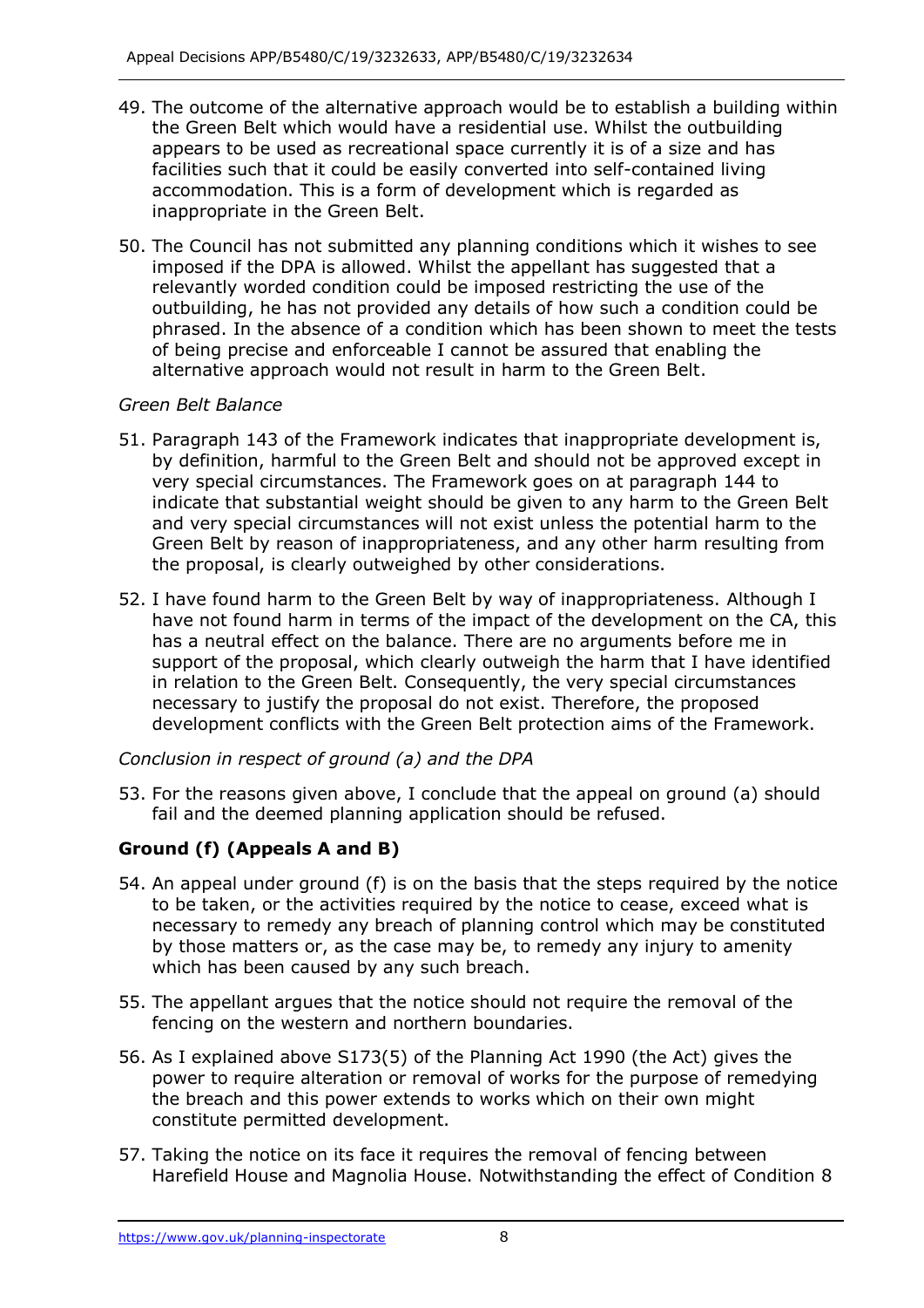49. The outcome of the alternative approach would be to establish a building within the Green Belt which would have a residential use. Whilst the outbuilding appears to be used as recreational space currently it is of a size and has facilities such that it could be easily converted into self-contained living accommodation. This is a form of development which is regarded as inappropriate in the Green Belt.

50. The Council has not submitted any planning conditions which it wishes to see imposed if the DPA is allowed. Whilst the appellant has suggested that a relevantly worded condition could be imposed restricting the use of the outbuilding, he has not provided any details of how such a condition could be phrased. In the absence of a condition which has been shown to meet the tests of being precise and enforceable I cannot be assured that enabling the alternative approach would not result in harm to the Green Belt.

*Green Belt Balance*

51. Paragraph 143 of the Framework indicates that inappropriate development is, by definition, harmful to the Green Belt and should not be approved except in very special circumstances. The Framework goes on at paragraph 144 to indicate that substantial weight should be given to any harm to the Green Belt and very special circumstances will not exist unless the potential harm to the Green Belt by reason of inappropriateness, and any other harm resulting from the proposal, is clearly outweighed by other considerations.

52. I have found harm to the Green Belt by way of inappropriateness. Although I have not found harm in terms of the impact of the development on the CA, this has a neutral effect on the balance. There are no arguments before me in support of the proposal, which clearly outweigh the harm that I have identified in relation to the Green Belt. Consequently, the very special circumstances necessary to justify the proposal do not exist. Therefore, the proposed development conflicts with the Green Belt protection aims of the Framework.

*Conclusion in respect of ground (a) and the DPA*

53. For the reasons given above, I conclude that the appeal on ground (a) should fail and the deemed planning application should be refused.

**Ground (f) (Appeals A and B)**

54. An appeal under ground (f) is on the basis that the steps required by the notice to be taken, or the activities required by the notice to cease, exceed what is necessary to remedy any breach of planning control which may be constituted by those matters or, as the case may be, to remedy any injury to amenity which has been caused by any such breach.

55. The appellant argues that the notice should not require the removal of the fencing on the western and northern boundaries.

56. As I explained above S173(5) of the Planning Act 1990 (the Act) gives the power to require alteration or removal of works for the purpose of remedying the breach and this power extends to works which on their own might constitute permitted development.

57. Taking the notice on its face it requires the removal of fencing between Harefield House and Magnolia House. Notwithstanding the effect of Condition 8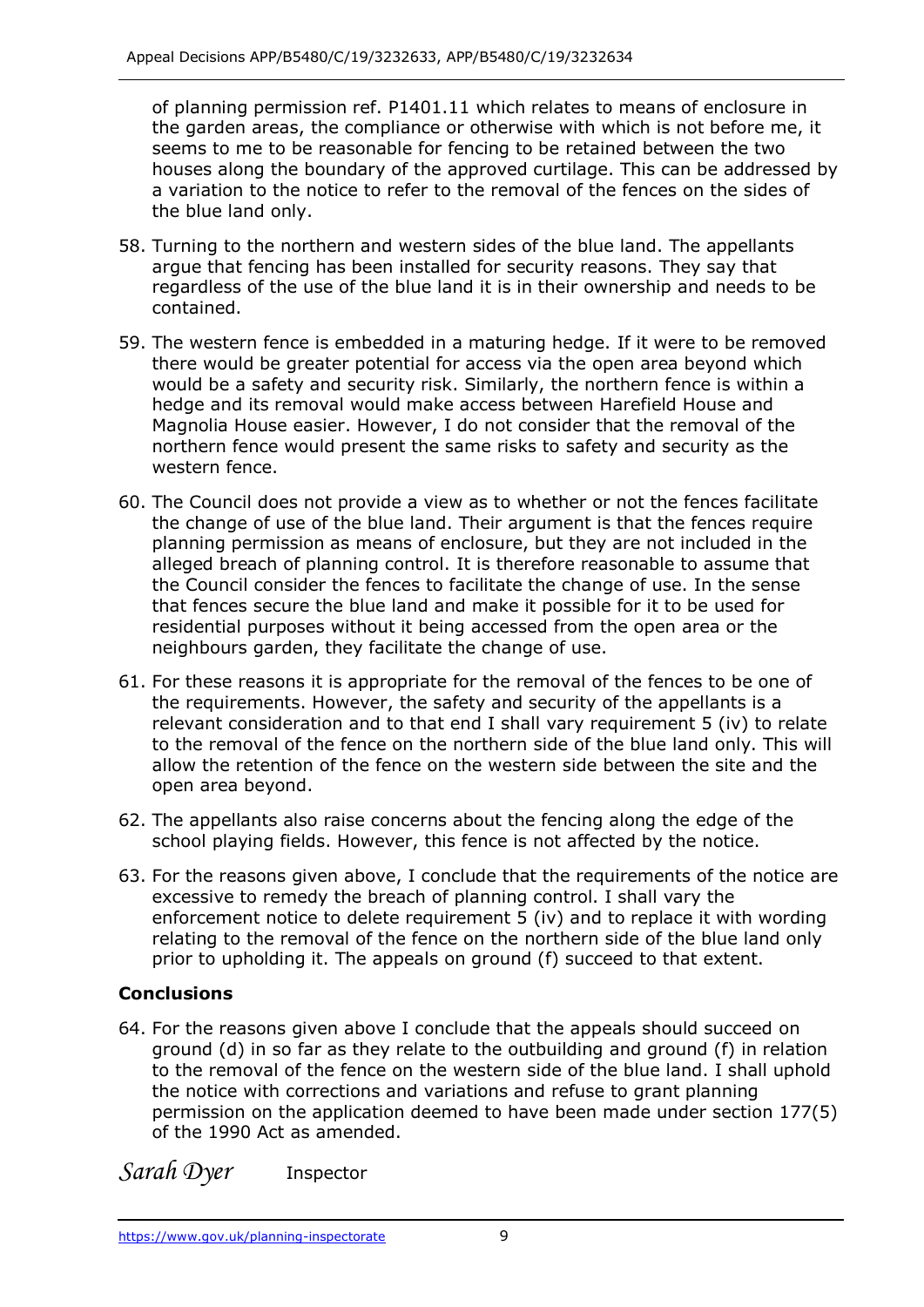of planning permission ref. P1401.11 which relates to means of enclosure in the garden areas, the compliance or otherwise with which is not before me, it seems to me to be reasonable for fencing to be retained between the two houses along the boundary of the approved curtilage. This can be addressed by a variation to the notice to refer to the removal of the fences on the sides of the blue land only.

58. Turning to the northern and western sides of the blue land. The appellants argue that fencing has been installed for security reasons. They say that regardless of the use of the blue land it is in their ownership and needs to be contained.

59. The western fence is embedded in a maturing hedge. If it were to be removed there would be greater potential for access via the open area beyond which would be a safety and security risk. Similarly, the northern fence is within a hedge and its removal would make access between Harefield House and Magnolia House easier. However, I do not consider that the removal of the northern fence would present the same risks to safety and security as the western fence.

60. The Council does not provide a view as to whether or not the fences facilitate the change of use of the blue land. Their argument is that the fences require planning permission as means of enclosure, but they are not included in the alleged breach of planning control. It is therefore reasonable to assume that the Council consider the fences to facilitate the change of use. In the sense that fences secure the blue land and make it possible for it to be used for residential purposes without it being accessed from the open area or the neighbours garden, they facilitate the change of use.

61. For these reasons it is appropriate for the removal of the fences to be one of the requirements. However, the safety and security of the appellants is a relevant consideration and to that end I shall vary requirement 5 (iv) to relate to the removal of the fence on the northern side of the blue land only. This will allow the retention of the fence on the western side between the site and the open area beyond.

62. The appellants also raise concerns about the fencing along the edge of the school playing fields. However, this fence is not affected by the notice.

63. For the reasons given above, I conclude that the requirements of the notice are excessive to remedy the breach of planning control. I shall vary the enforcement notice to delete requirement 5 (iv) and to replace it with wording relating to the removal of the fence on the northern side of the blue land only prior to upholding it. The appeals on ground (f) succeed to that extent.

## Conclusions

64. For the reasons given above I conclude that the appeals should succeed on ground (d) in so far as they relate to the outbuilding and ground (f) in relation to the removal of the fence on the western side of the blue land. I shall uphold the notice with corrections and variations and refuse to grant planning permission on the application deemed to have been made under section 177(5) of the 1990 Act as amended.

*Sarah Dyer* Inspector